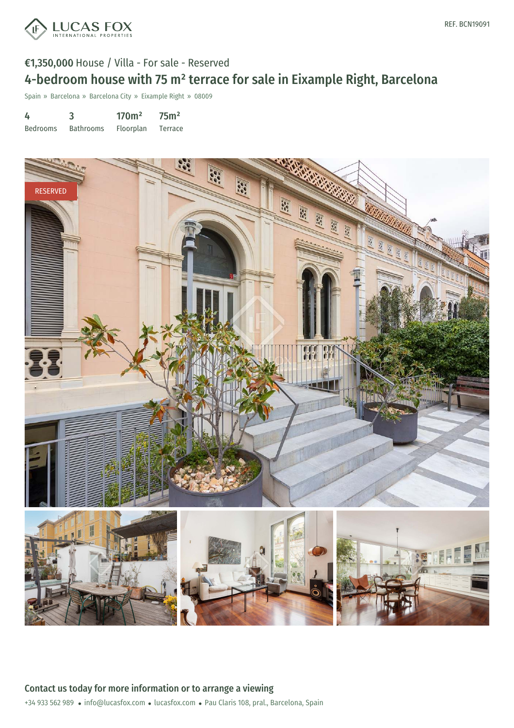LUCAS FOX INTERNATIONAL PROPERTIES

REF. BCN19091

€1,350,000 House / Villa - For sale - Reserved

# 4-bedroom house with 75 m² terrace for sale in Eixample Right, Barcelona

Spain » Barcelona » Barcelona City » Eixample Right » 08009

| 4 | 3 | 170m² | 75m² |
|---|---|---|---|
| Bedrooms | Bathrooms | Floorplan | Terrace |

RESERVED

## Contact us today for more information or to arrange a viewing

+34 933 562 989 • info@lucasfox.com • lucasfox.com • Pau Claris 108, pral., Barcelona, Spain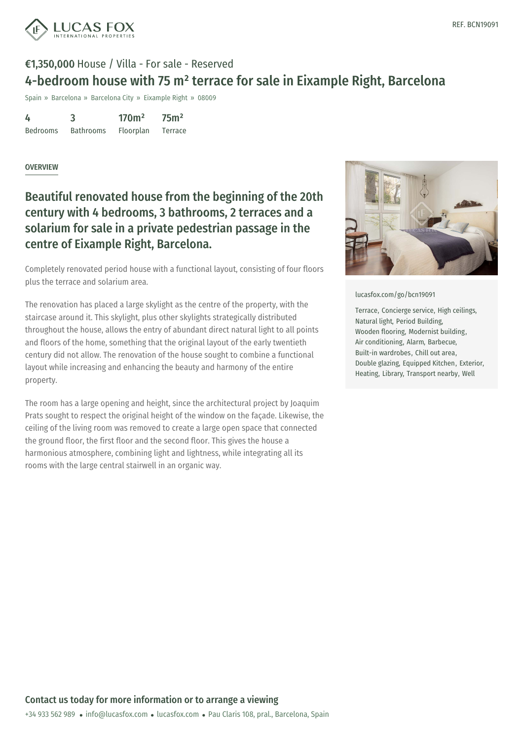REF. BCN19091

**€1,350,000** House / Villa - For sale - Reserved

# 4-bedroom house with 75 m² terrace for sale in Eixample Right, Barcelona

Spain » Barcelona » Barcelona City » Eixample Right » 08009

| 4 | 3 | 170m² | 75m² |
|---|---|---|---|
| Bedrooms | Bathrooms | Floorplan | Terrace |

OVERVIEW

## Beautiful renovated house from the beginning of the 20th century with 4 bedrooms, 3 bathrooms, 2 terraces and a solarium for sale in a private pedestrian passage in the centre of Eixample Right, Barcelona.

Completely renovated period house with a functional layout, consisting of four floors plus the terrace and solarium area.

The renovation has placed a large skylight as the centre of the property, with the staircase around it. This skylight, plus other skylights strategically distributed throughout the house, allows the entry of abundant direct natural light to all points and floors of the home, something that the original layout of the early twentieth century did not allow. The renovation of the house sought to combine a functional layout while increasing and enhancing the beauty and harmony of the entire property.

The room has a large opening and height, since the architectural project by Joaquim Prats sought to respect the original height of the window on the façade. Likewise, the ceiling of the living room was removed to create a large open space that connected the ground floor, the first floor and the second floor. This gives the house a harmonious atmosphere, combining light and lightness, while integrating all its rooms with the large central stairwell in an organic way.

lucasfox.com/go/bcn19091

Terrace, Concierge service, High ceilings, Natural light, Period Building, Wooden flooring, Modernist building, Air conditioning, Alarm, Barbecue, Built-in wardrobes, Chill out area, Double glazing, Equipped Kitchen, Exterior, Heating, Library, Transport nearby, Well

**Contact us today for more information or to arrange a viewing**

+34 933 562 989 • info@lucasfox.com • lucasfox.com • Pau Claris 108, pral., Barcelona, Spain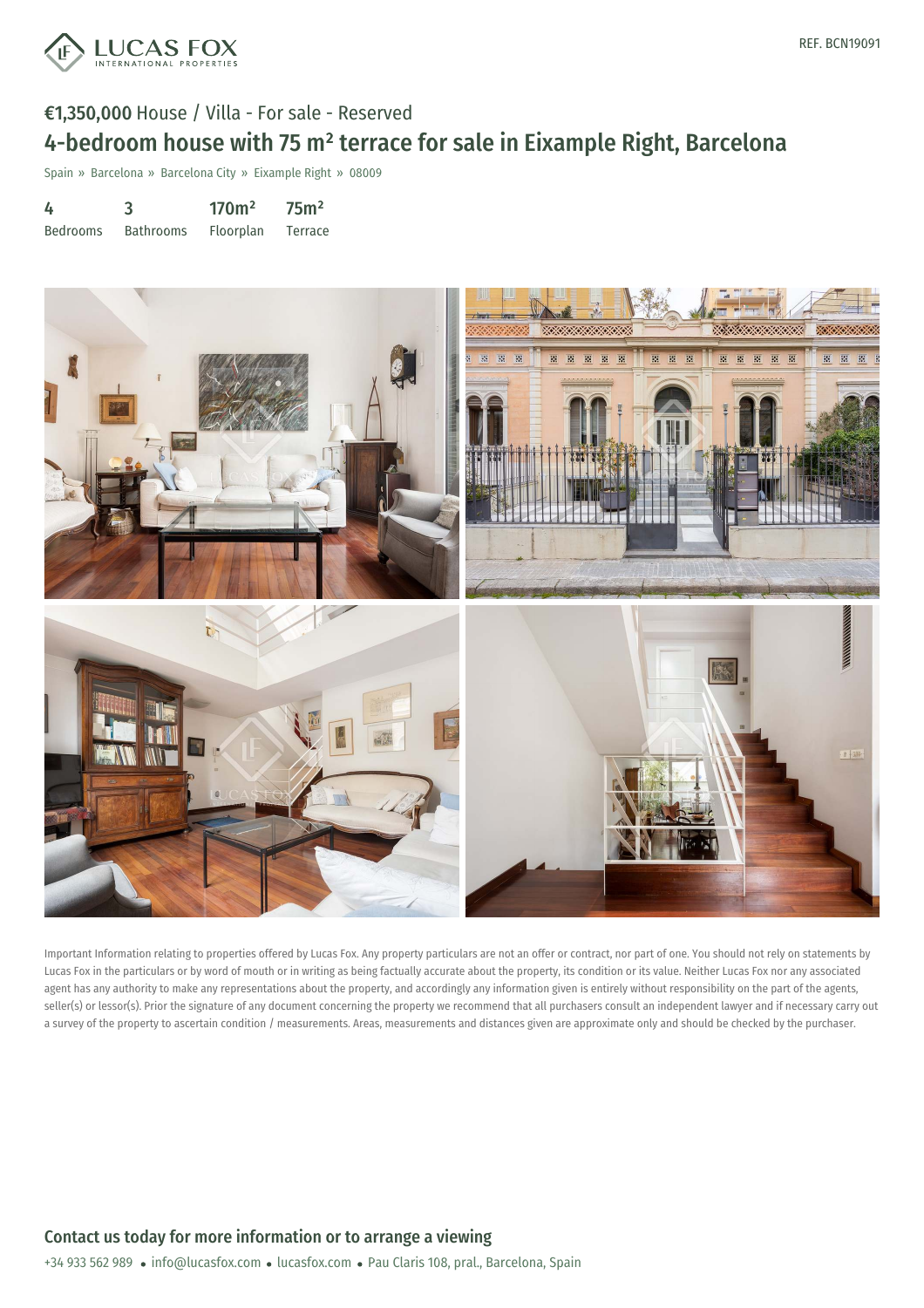REF. BCN19091

€1,350,000 House / Villa - For sale - Reserved

# 4-bedroom house with 75 m² terrace for sale in Eixample Right, Barcelona

Spain » Barcelona » Barcelona City » Eixample Right » 08009

| 4 | 3 | 170m² | 75m² |
|---|---|---|---|
| Bedrooms | Bathrooms | Floorplan | Terrace |

Important Information relating to properties offered by Lucas Fox. Any property particulars are not an offer or contract, nor part of one. You should not rely on statements by Lucas Fox in the particulars or by word of mouth or in writing as being factually accurate about the property, its condition or its value. Neither Lucas Fox nor any associated agent has any authority to make any representations about the property, and accordingly any information given is entirely without responsibility on the part of the agents, seller(s) or lessor(s). Prior the signature of any document concerning the property we recommend that all purchasers consult an independent lawyer and if necessary carry out a survey of the property to ascertain condition / measurements. Areas, measurements and distances given are approximate only and should be checked by the purchaser.

## Contact us today for more information or to arrange a viewing

+34 933 562 989 • info@lucasfox.com • lucasfox.com • Pau Claris 108, pral., Barcelona, Spain